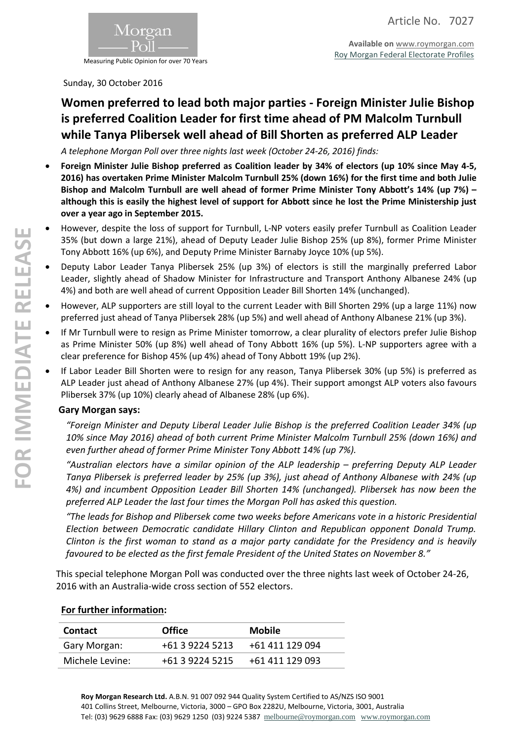Article No. 7027

**Available on** www.roymorgan.com
Roy Morgan Federal Electorate Profiles

Sunday, 30 October 2016

# Women preferred to lead both major parties - Foreign Minister Julie Bishop is preferred Coalition Leader for first time ahead of PM Malcolm Turnbull while Tanya Plibersek well ahead of Bill Shorten as preferred ALP Leader

*A telephone Morgan Poll over three nights last week (October 24-26, 2016) finds:*

- **Foreign Minister Julie Bishop preferred as Coalition leader by 34% of electors (up 10% since May 4-5, 2016) has overtaken Prime Minister Malcolm Turnbull 25% (down 16%) for the first time and both Julie Bishop and Malcolm Turnbull are well ahead of former Prime Minister Tony Abbott's 14% (up 7%) – although this is easily the highest level of support for Abbott since he lost the Prime Ministership just over a year ago in September 2015.**
- However, despite the loss of support for Turnbull, L-NP voters easily prefer Turnbull as Coalition Leader 35% (but down a large 21%), ahead of Deputy Leader Julie Bishop 25% (up 8%), former Prime Minister Tony Abbott 16% (up 6%), and Deputy Prime Minister Barnaby Joyce 10% (up 5%).
- Deputy Labor Leader Tanya Plibersek 25% (up 3%) of electors is still the marginally preferred Labor Leader, slightly ahead of Shadow Minister for Infrastructure and Transport Anthony Albanese 24% (up 4%) and both are well ahead of current Opposition Leader Bill Shorten 14% (unchanged).
- However, ALP supporters are still loyal to the current Leader with Bill Shorten 29% (up a large 11%) now preferred just ahead of Tanya Plibersek 28% (up 5%) and well ahead of Anthony Albanese 21% (up 3%).
- If Mr Turnbull were to resign as Prime Minister tomorrow, a clear plurality of electors prefer Julie Bishop as Prime Minister 50% (up 8%) well ahead of Tony Abbott 16% (up 5%). L-NP supporters agree with a clear preference for Bishop 45% (up 4%) ahead of Tony Abbott 19% (up 2%).
- If Labor Leader Bill Shorten were to resign for any reason, Tanya Plibersek 30% (up 5%) is preferred as ALP Leader just ahead of Anthony Albanese 27% (up 4%). Their support amongst ALP voters also favours Plibersek 37% (up 10%) clearly ahead of Albanese 28% (up 6%).

**Gary Morgan says:**

*"Foreign Minister and Deputy Liberal Leader Julie Bishop is the preferred Coalition Leader 34% (up 10% since May 2016) ahead of both current Prime Minister Malcolm Turnbull 25% (down 16%) and even further ahead of former Prime Minister Tony Abbott 14% (up 7%).*

*"Australian electors have a similar opinion of the ALP leadership – preferring Deputy ALP Leader Tanya Plibersek is preferred leader by 25% (up 3%), just ahead of Anthony Albanese with 24% (up 4%) and incumbent Opposition Leader Bill Shorten 14% (unchanged). Plibersek has now been the preferred ALP Leader the last four times the Morgan Poll has asked this question.*

*"The leads for Bishop and Plibersek come two weeks before Americans vote in a historic Presidential Election between Democratic candidate Hillary Clinton and Republican opponent Donald Trump. Clinton is the first woman to stand as a major party candidate for the Presidency and is heavily favoured to be elected as the first female President of the United States on November 8."*

This special telephone Morgan Poll was conducted over the three nights last week of October 24-26, 2016 with an Australia-wide cross section of 552 electors.

**For further information:**

| Contact | Office | Mobile |
| --- | --- | --- |
| Gary Morgan: | +61 3 9224 5213 | +61 411 129 094 |
| Michele Levine: | +61 3 9224 5215 | +61 411 129 093 |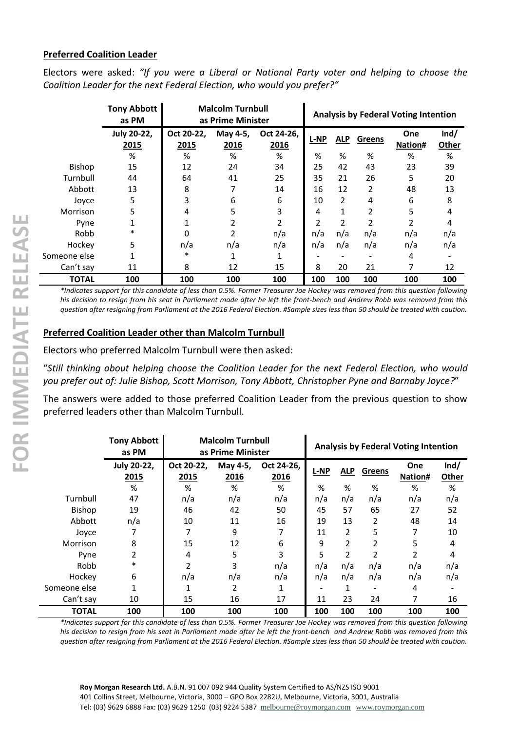**Preferred Coalition Leader**

Electors were asked: *"If you were a Liberal or National Party voter and helping to choose the Coalition Leader for the next Federal Election, who would you prefer?"*

| | Tony Abbott as PM | Malcolm Turnbull as Prime Minister | | | Analysis by Federal Voting Intention | | | | |
|---|---|---|---|---|---|---|---|---|---|
| | July 20-22, 2015 | Oct 20-22, 2015 | May 4-5, 2016 | Oct 24-26, 2016 | L-NP | ALP | Greens | One Nation# | Ind/ Other |
| | % | % | % | % | % | % | % | % | % |
| Bishop | 15 | 12 | 24 | 34 | 25 | 42 | 43 | 23 | 39 |
| Turnbull | 44 | 64 | 41 | 25 | 35 | 21 | 26 | 5 | 20 |
| Abbott | 13 | 8 | 7 | 14 | 16 | 12 | 2 | 48 | 13 |
| Joyce | 5 | 3 | 6 | 6 | 10 | 2 | 4 | 6 | 8 |
| Morrison | 5 | 4 | 5 | 3 | 4 | 1 | 2 | 5 | 4 |
| Pyne | 1 | 1 | 2 | 2 | 2 | 2 | 2 | 2 | 4 |
| Robb | * | 0 | 2 | n/a | n/a | n/a | n/a | n/a | n/a |
| Hockey | 5 | n/a | n/a | n/a | n/a | n/a | n/a | n/a | n/a |
| Someone else | 1 | * | 1 | 1 | - | - | - | 4 | - |
| Can't say | 11 | 8 | 12 | 15 | 8 | 20 | 21 | 7 | 12 |
| **TOTAL** | **100** | **100** | **100** | **100** | **100** | **100** | **100** | **100** | **100** |

*\*Indicates support for this candidate of less than 0.5%. Former Treasurer Joe Hockey was removed from this question following his decision to resign from his seat in Parliament made after he left the front-bench and Andrew Robb was removed from this question after resigning from Parliament at the 2016 Federal Election. #Sample sizes less than 50 should be treated with caution.*

**Preferred Coalition Leader other than Malcolm Turnbull**

Electors who preferred Malcolm Turnbull were then asked:

"*Still thinking about helping choose the Coalition Leader for the next Federal Election, who would you prefer out of: Julie Bishop, Scott Morrison, Tony Abbott, Christopher Pyne and Barnaby Joyce?*"

The answers were added to those preferred Coalition Leader from the previous question to show preferred leaders other than Malcolm Turnbull.

| | Tony Abbott as PM | Malcolm Turnbull as Prime Minister | | | Analysis by Federal Voting Intention | | | | |
|---|---|---|---|---|---|---|---|---|---|
| | July 20-22, 2015 | Oct 20-22, 2015 | May 4-5, 2016 | Oct 24-26, 2016 | L-NP | ALP | Greens | One Nation# | Ind/ Other |
| | % | % | % | % | % | % | % | % | % |
| Turnbull | 47 | n/a | n/a | n/a | n/a | n/a | n/a | n/a | n/a |
| Bishop | 19 | 46 | 42 | 50 | 45 | 57 | 65 | 27 | 52 |
| Abbott | n/a | 10 | 11 | 16 | 19 | 13 | 2 | 48 | 14 |
| Joyce | 7 | 7 | 9 | 7 | 11 | 2 | 5 | 7 | 10 |
| Morrison | 8 | 15 | 12 | 6 | 9 | 2 | 2 | 5 | 4 |
| Pyne | 2 | 4 | 5 | 3 | 5 | 2 | 2 | 2 | 4 |
| Robb | * | 2 | 3 | n/a | n/a | n/a | n/a | n/a | n/a |
| Hockey | 6 | n/a | n/a | n/a | n/a | n/a | n/a | n/a | n/a |
| Someone else | 1 | 1 | 2 | 1 | - | 1 | - | 4 | - |
| Can't say | 10 | 15 | 16 | 17 | 11 | 23 | 24 | 7 | 16 |
| **TOTAL** | **100** | **100** | **100** | **100** | **100** | **100** | **100** | **100** | **100** |

*\*Indicates support for this candidate of less than 0.5%. Former Treasurer Joe Hockey was removed from this question following his decision to resign from his seat in Parliament made after he left the front-bench and Andrew Robb was removed from this question after resigning from Parliament at the 2016 Federal Election. #Sample sizes less than 50 should be treated with caution.*

**Roy Morgan Research Ltd.** A.B.N. 91 007 092 944 Quality System Certified to AS/NZS ISO 9001
401 Collins Street, Melbourne, Victoria, 3000 – GPO Box 2282U, Melbourne, Victoria, 3001, Australia
Tel: (03) 9629 6888 Fax: (03) 9629 1250 (03) 9224 5387 melbourne@roymorgan.com www.roymorgan.com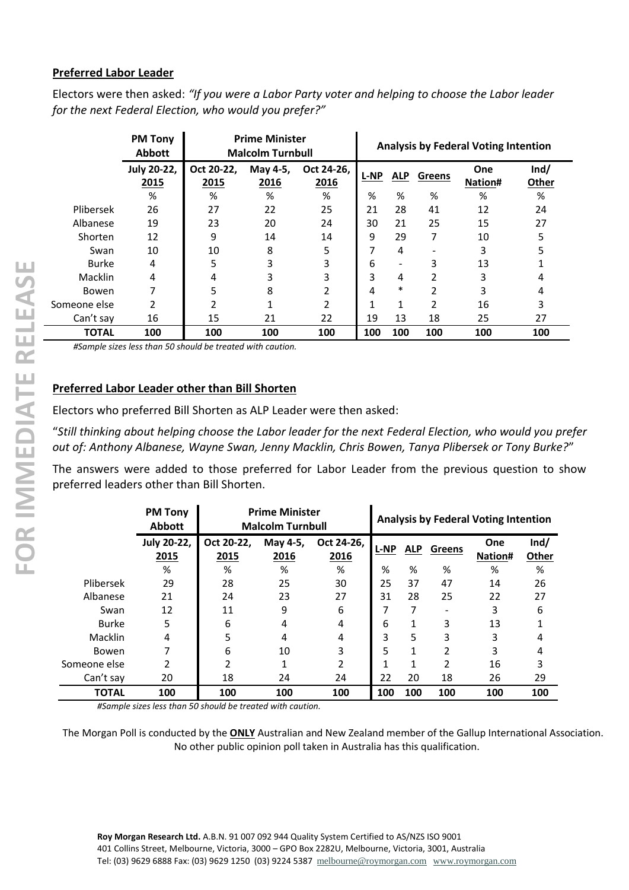**Preferred Labor Leader**

Electors were then asked: *"If you were a Labor Party voter and helping to choose the Labor leader for the next Federal Election, who would you prefer?"*

| | PM Tony Abbott | Prime Minister Malcolm Turnbull | | | Analysis by Federal Voting Intention | | | | |
|---|---|---|---|---|---|---|---|---|---|
| | July 20-22, 2015 | Oct 20-22, 2015 | May 4-5, 2016 | Oct 24-26, 2016 | L-NP | ALP | Greens | One Nation# | Ind/ Other |
| | % | % | % | % | % | % | % | % | % |
| Plibersek | 26 | 27 | 22 | 25 | 21 | 28 | 41 | 12 | 24 |
| Albanese | 19 | 23 | 20 | 24 | 30 | 21 | 25 | 15 | 27 |
| Shorten | 12 | 9 | 14 | 14 | 9 | 29 | 7 | 10 | 5 |
| Swan | 10 | 10 | 8 | 5 | 7 | 4 | - | 3 | 5 |
| Burke | 4 | 5 | 3 | 3 | 6 | - | 3 | 13 | 1 |
| Macklin | 4 | 4 | 3 | 3 | 3 | 4 | 2 | 3 | 4 |
| Bowen | 7 | 5 | 8 | 2 | 4 | * | 2 | 3 | 4 |
| Someone else | 2 | 2 | 1 | 2 | 1 | 1 | 2 | 16 | 3 |
| Can't say | 16 | 15 | 21 | 22 | 19 | 13 | 18 | 25 | 27 |
| **TOTAL** | **100** | **100** | **100** | **100** | **100** | **100** | **100** | **100** | **100** |

*#Sample sizes less than 50 should be treated with caution.*

**Preferred Labor Leader other than Bill Shorten**

Electors who preferred Bill Shorten as ALP Leader were then asked:

"*Still thinking about helping choose the Labor leader for the next Federal Election, who would you prefer out of: Anthony Albanese, Wayne Swan, Jenny Macklin, Chris Bowen, Tanya Plibersek or Tony Burke?*"

The answers were added to those preferred for Labor Leader from the previous question to show preferred leaders other than Bill Shorten.

| | PM Tony Abbott | Prime Minister Malcolm Turnbull | | | Analysis by Federal Voting Intention | | | | |
|---|---|---|---|---|---|---|---|---|---|
| | July 20-22, 2015 | Oct 20-22, 2015 | May 4-5, 2016 | Oct 24-26, 2016 | L-NP | ALP | Greens | One Nation# | Ind/ Other |
| | % | % | % | % | % | % | % | % | % |
| Plibersek | 29 | 28 | 25 | 30 | 25 | 37 | 47 | 14 | 26 |
| Albanese | 21 | 24 | 23 | 27 | 31 | 28 | 25 | 22 | 27 |
| Swan | 12 | 11 | 9 | 6 | 7 | 7 | - | 3 | 6 |
| Burke | 5 | 6 | 4 | 4 | 6 | 1 | 3 | 13 | 1 |
| Macklin | 4 | 5 | 4 | 4 | 3 | 5 | 3 | 3 | 4 |
| Bowen | 7 | 6 | 10 | 3 | 5 | 1 | 2 | 3 | 4 |
| Someone else | 2 | 2 | 1 | 2 | 1 | 1 | 2 | 16 | 3 |
| Can't say | 20 | 18 | 24 | 24 | 22 | 20 | 18 | 26 | 29 |
| **TOTAL** | **100** | **100** | **100** | **100** | **100** | **100** | **100** | **100** | **100** |

*#Sample sizes less than 50 should be treated with caution.*

The Morgan Poll is conducted by the **ONLY** Australian and New Zealand member of the Gallup International Association. No other public opinion poll taken in Australia has this qualification.

**Roy Morgan Research Ltd.** A.B.N. 91 007 092 944 Quality System Certified to AS/NZS ISO 9001
401 Collins Street, Melbourne, Victoria, 3000 – GPO Box 2282U, Melbourne, Victoria, 3001, Australia
Tel: (03) 9629 6888 Fax: (03) 9629 1250 (03) 9224 5387 melbourne@roymorgan.com www.roymorgan.com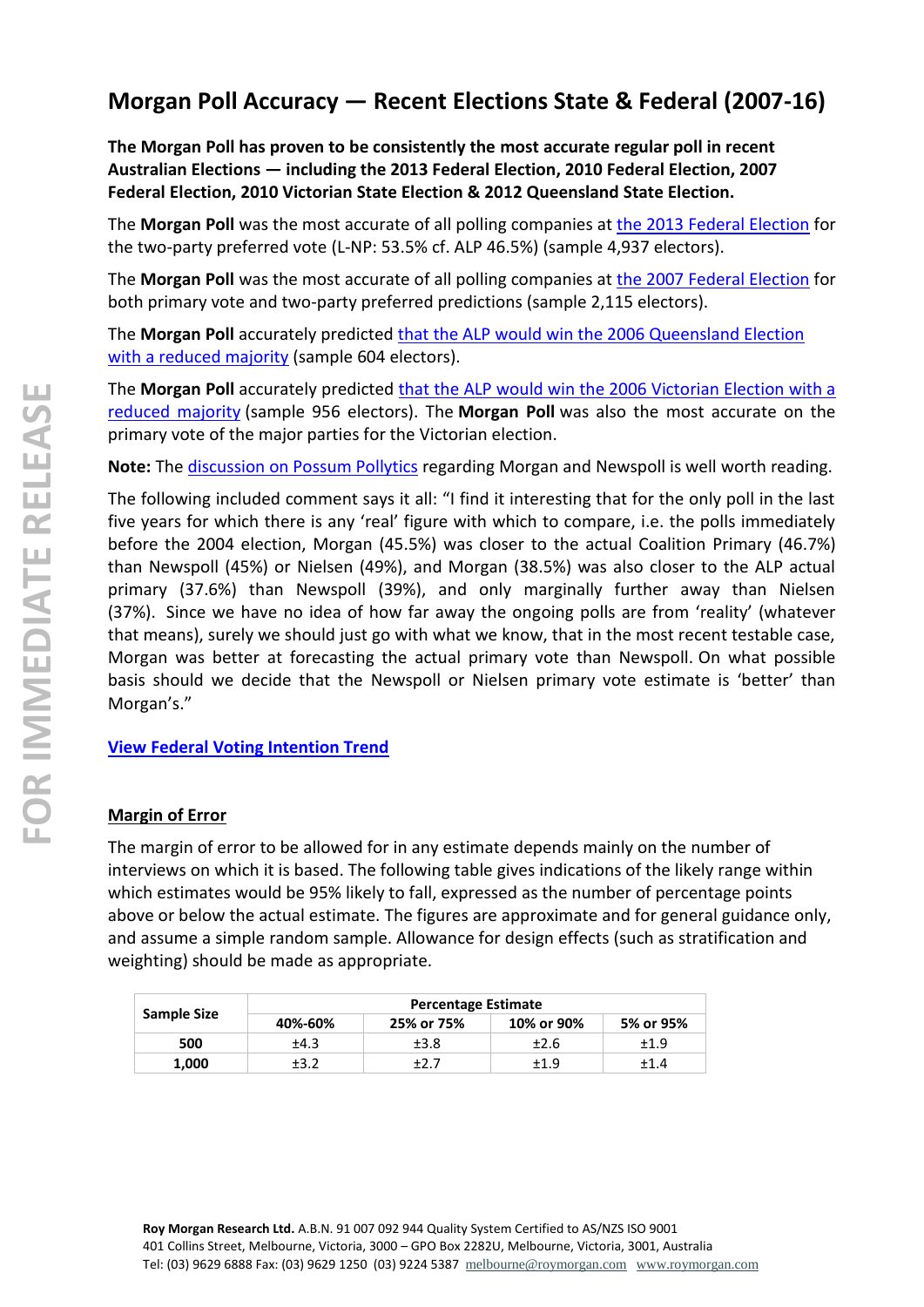# Morgan Poll Accuracy — Recent Elections State & Federal (2007-16)

**The Morgan Poll has proven to be consistently the most accurate regular poll in recent Australian Elections — including the 2013 Federal Election, 2010 Federal Election, 2007 Federal Election, 2010 Victorian State Election & 2012 Queensland State Election.**

The **Morgan Poll** was the most accurate of all polling companies at the 2013 Federal Election for the two-party preferred vote (L-NP: 53.5% cf. ALP 46.5%) (sample 4,937 electors).

The **Morgan Poll** was the most accurate of all polling companies at the 2007 Federal Election for both primary vote and two-party preferred predictions (sample 2,115 electors).

The **Morgan Poll** accurately predicted that the ALP would win the 2006 Queensland Election with a reduced majority (sample 604 electors).

The **Morgan Poll** accurately predicted that the ALP would win the 2006 Victorian Election with a reduced majority (sample 956 electors). The **Morgan Poll** was also the most accurate on the primary vote of the major parties for the Victorian election.

**Note:** The discussion on Possum Pollytics regarding Morgan and Newspoll is well worth reading.

The following included comment says it all: "I find it interesting that for the only poll in the last five years for which there is any 'real' figure with which to compare, i.e. the polls immediately before the 2004 election, Morgan (45.5%) was closer to the actual Coalition Primary (46.7%) than Newspoll (45%) or Nielsen (49%), and Morgan (38.5%) was also closer to the ALP actual primary (37.6%) than Newspoll (39%), and only marginally further away than Nielsen (37%). Since we have no idea of how far away the ongoing polls are from 'reality' (whatever that means), surely we should just go with what we know, that in the most recent testable case, Morgan was better at forecasting the actual primary vote than Newspoll. On what possible basis should we decide that the Newspoll or Nielsen primary vote estimate is 'better' than Morgan's."

**View Federal Voting Intention Trend**

## Margin of Error

The margin of error to be allowed for in any estimate depends mainly on the number of interviews on which it is based. The following table gives indications of the likely range within which estimates would be 95% likely to fall, expressed as the number of percentage points above or below the actual estimate. The figures are approximate and for general guidance only, and assume a simple random sample. Allowance for design effects (such as stratification and weighting) should be made as appropriate.

| Sample Size | Percentage Estimate | | | |
|---|---|---|---|---|
| | 40%-60% | 25% or 75% | 10% or 90% | 5% or 95% |
| 500 | ±4.3 | ±3.8 | ±2.6 | ±1.9 |
| 1,000 | ±3.2 | ±2.7 | ±1.9 | ±1.4 |